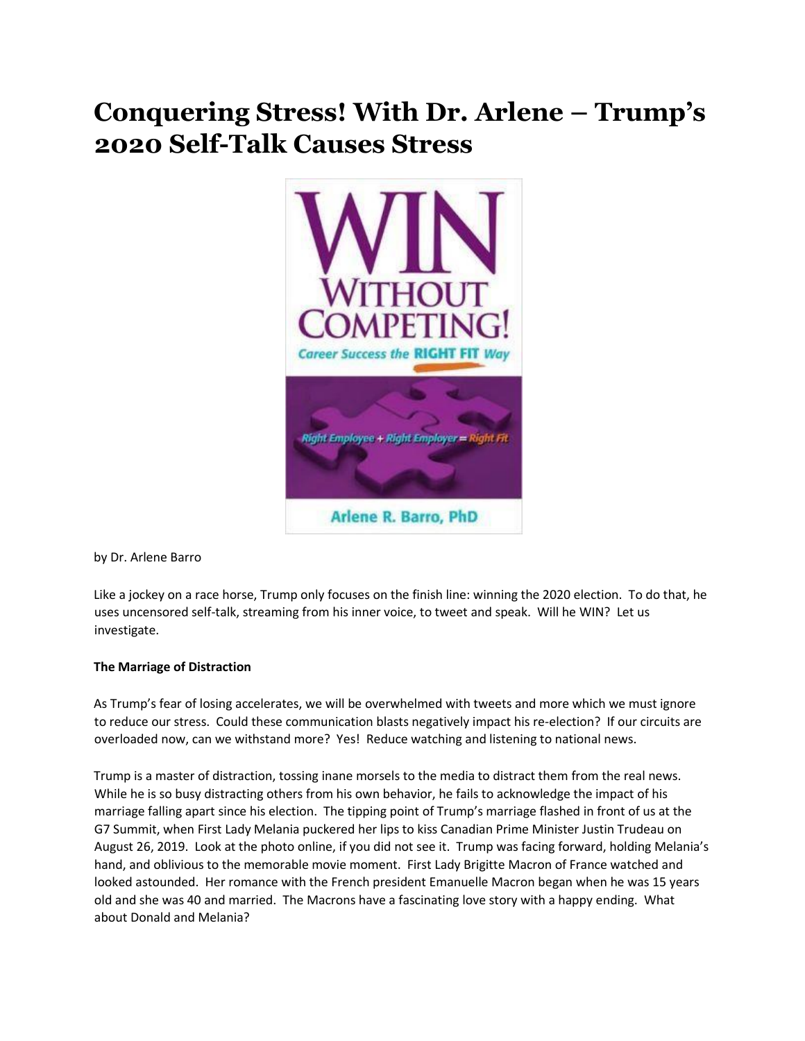# Conquering Stress! With Dr. Arlene – Trump's 2020 Self-Talk Causes Stress

by Dr. Arlene Barro

Like a jockey on a race horse, Trump only focuses on the finish line: winning the 2020 election. To do that, he uses uncensored self-talk, streaming from his inner voice, to tweet and speak. Will he WIN? Let us investigate.

**The Marriage of Distraction**

As Trump's fear of losing accelerates, we will be overwhelmed with tweets and more which we must ignore to reduce our stress. Could these communication blasts negatively impact his re-election? If our circuits are overloaded now, can we withstand more? Yes! Reduce watching and listening to national news.

Trump is a master of distraction, tossing inane morsels to the media to distract them from the real news. While he is so busy distracting others from his own behavior, he fails to acknowledge the impact of his marriage falling apart since his election. The tipping point of Trump's marriage flashed in front of us at the G7 Summit, when First Lady Melania puckered her lips to kiss Canadian Prime Minister Justin Trudeau on August 26, 2019. Look at the photo online, if you did not see it. Trump was facing forward, holding Melania's hand, and oblivious to the memorable movie moment. First Lady Brigitte Macron of France watched and looked astounded. Her romance with the French president Emanuelle Macron began when he was 15 years old and she was 40 and married. The Macrons have a fascinating love story with a happy ending. What about Donald and Melania?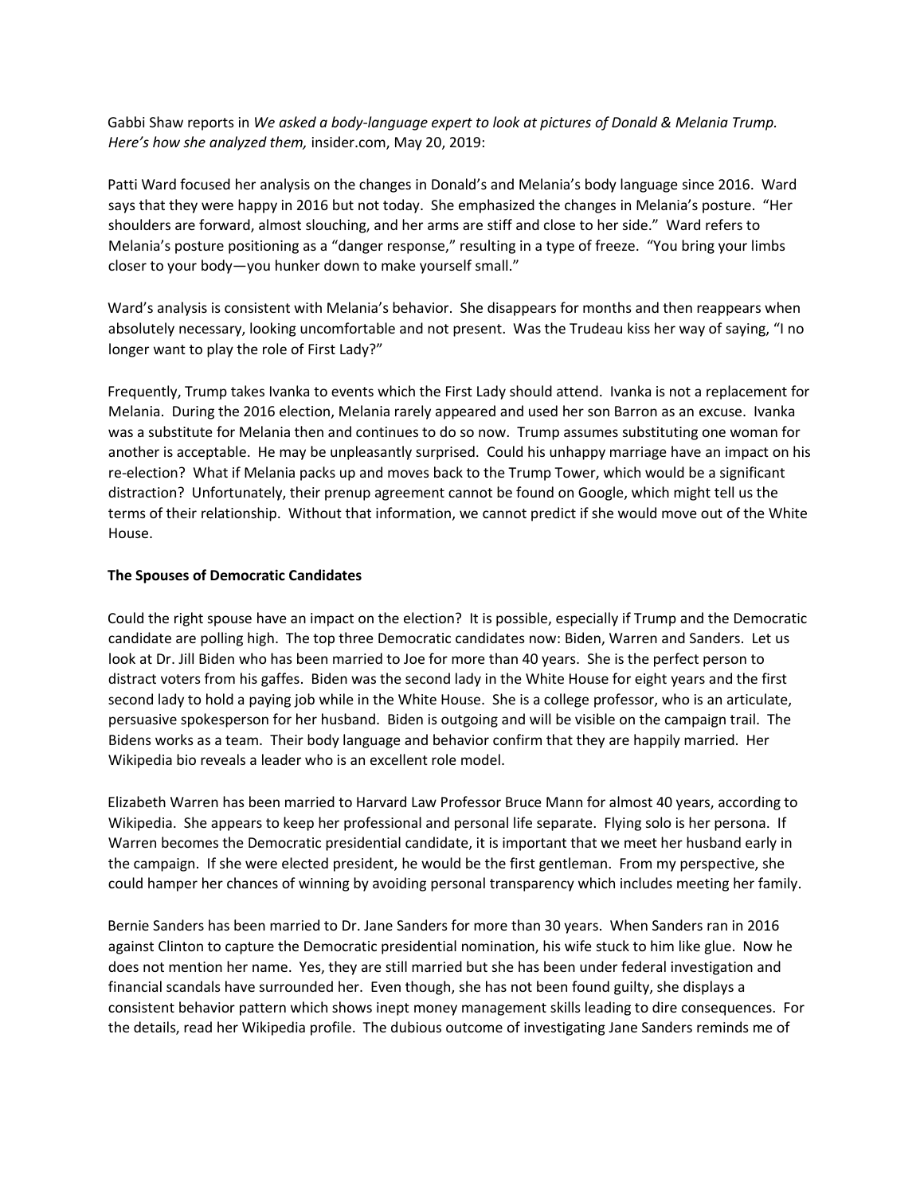Gabbi Shaw reports in *We asked a body-language expert to look at pictures of Donald & Melania Trump. Here's how she analyzed them,* insider.com, May 20, 2019:

Patti Ward focused her analysis on the changes in Donald's and Melania's body language since 2016. Ward says that they were happy in 2016 but not today. She emphasized the changes in Melania's posture. "Her shoulders are forward, almost slouching, and her arms are stiff and close to her side." Ward refers to Melania's posture positioning as a "danger response," resulting in a type of freeze. "You bring your limbs closer to your body—you hunker down to make yourself small."

Ward's analysis is consistent with Melania's behavior. She disappears for months and then reappears when absolutely necessary, looking uncomfortable and not present. Was the Trudeau kiss her way of saying, "I no longer want to play the role of First Lady?"

Frequently, Trump takes Ivanka to events which the First Lady should attend. Ivanka is not a replacement for Melania. During the 2016 election, Melania rarely appeared and used her son Barron as an excuse. Ivanka was a substitute for Melania then and continues to do so now. Trump assumes substituting one woman for another is acceptable. He may be unpleasantly surprised. Could his unhappy marriage have an impact on his re-election? What if Melania packs up and moves back to the Trump Tower, which would be a significant distraction? Unfortunately, their prenup agreement cannot be found on Google, which might tell us the terms of their relationship. Without that information, we cannot predict if she would move out of the White House.

**The Spouses of Democratic Candidates**

Could the right spouse have an impact on the election? It is possible, especially if Trump and the Democratic candidate are polling high. The top three Democratic candidates now: Biden, Warren and Sanders. Let us look at Dr. Jill Biden who has been married to Joe for more than 40 years. She is the perfect person to distract voters from his gaffes. Biden was the second lady in the White House for eight years and the first second lady to hold a paying job while in the White House. She is a college professor, who is an articulate, persuasive spokesperson for her husband. Biden is outgoing and will be visible on the campaign trail. The Bidens works as a team. Their body language and behavior confirm that they are happily married. Her Wikipedia bio reveals a leader who is an excellent role model.

Elizabeth Warren has been married to Harvard Law Professor Bruce Mann for almost 40 years, according to Wikipedia. She appears to keep her professional and personal life separate. Flying solo is her persona. If Warren becomes the Democratic presidential candidate, it is important that we meet her husband early in the campaign. If she were elected president, he would be the first gentleman. From my perspective, she could hamper her chances of winning by avoiding personal transparency which includes meeting her family.

Bernie Sanders has been married to Dr. Jane Sanders for more than 30 years. When Sanders ran in 2016 against Clinton to capture the Democratic presidential nomination, his wife stuck to him like glue. Now he does not mention her name. Yes, they are still married but she has been under federal investigation and financial scandals have surrounded her. Even though, she has not been found guilty, she displays a consistent behavior pattern which shows inept money management skills leading to dire consequences. For the details, read her Wikipedia profile. The dubious outcome of investigating Jane Sanders reminds me of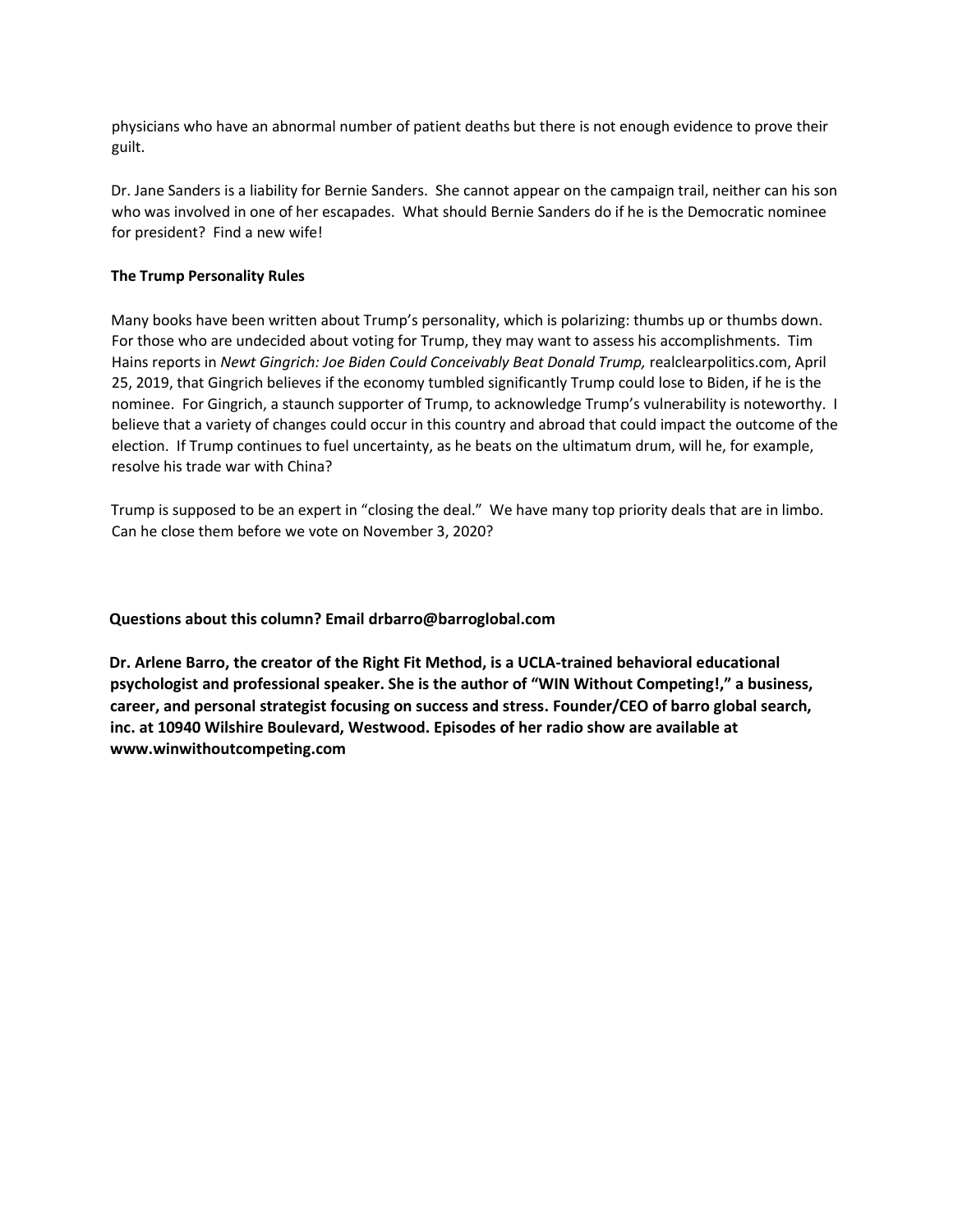physicians who have an abnormal number of patient deaths but there is not enough evidence to prove their guilt.

Dr. Jane Sanders is a liability for Bernie Sanders. She cannot appear on the campaign trail, neither can his son who was involved in one of her escapades. What should Bernie Sanders do if he is the Democratic nominee for president? Find a new wife!

**The Trump Personality Rules**

Many books have been written about Trump's personality, which is polarizing: thumbs up or thumbs down. For those who are undecided about voting for Trump, they may want to assess his accomplishments. Tim Hains reports in *Newt Gingrich: Joe Biden Could Conceivably Beat Donald Trump,* realclearpolitics.com, April 25, 2019, that Gingrich believes if the economy tumbled significantly Trump could lose to Biden, if he is the nominee. For Gingrich, a staunch supporter of Trump, to acknowledge Trump's vulnerability is noteworthy. I believe that a variety of changes could occur in this country and abroad that could impact the outcome of the election. If Trump continues to fuel uncertainty, as he beats on the ultimatum drum, will he, for example, resolve his trade war with China?

Trump is supposed to be an expert in "closing the deal." We have many top priority deals that are in limbo. Can he close them before we vote on November 3, 2020?

**Questions about this column? Email drbarro@barroglobal.com**

**Dr. Arlene Barro, the creator of the Right Fit Method, is a UCLA-trained behavioral educational psychologist and professional speaker. She is the author of "WIN Without Competing!," a business, career, and personal strategist focusing on success and stress. Founder/CEO of barro global search, inc. at 10940 Wilshire Boulevard, Westwood. Episodes of her radio show are available at www.winwithoutcompeting.com**